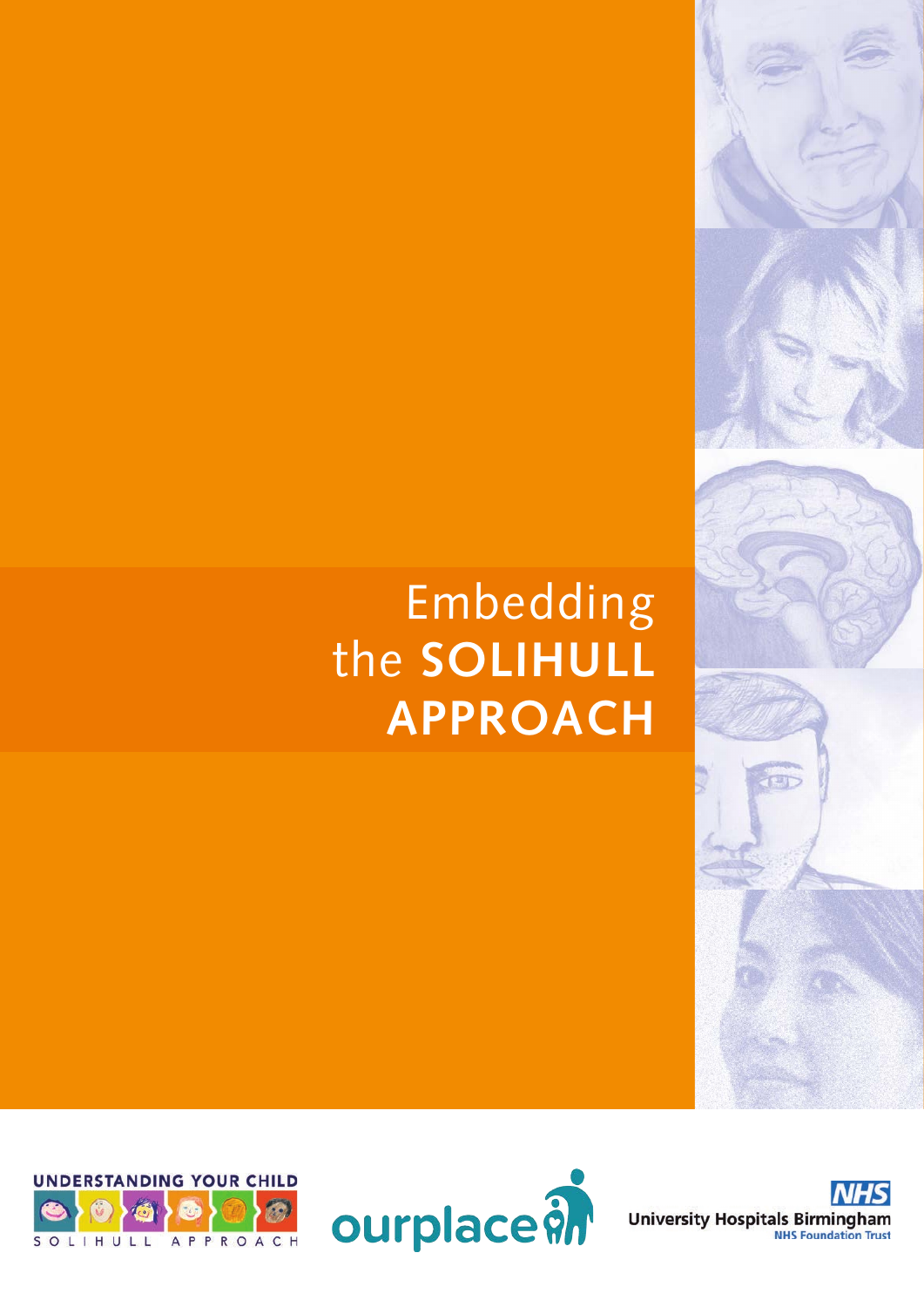# Embedding the SOLIHULL APPROACH

UNDERSTANDING YOUR CHILD

SOLIHULL APPROACH

ourplace

NHS

University Hospitals Birmingham

NHS Foundation Trust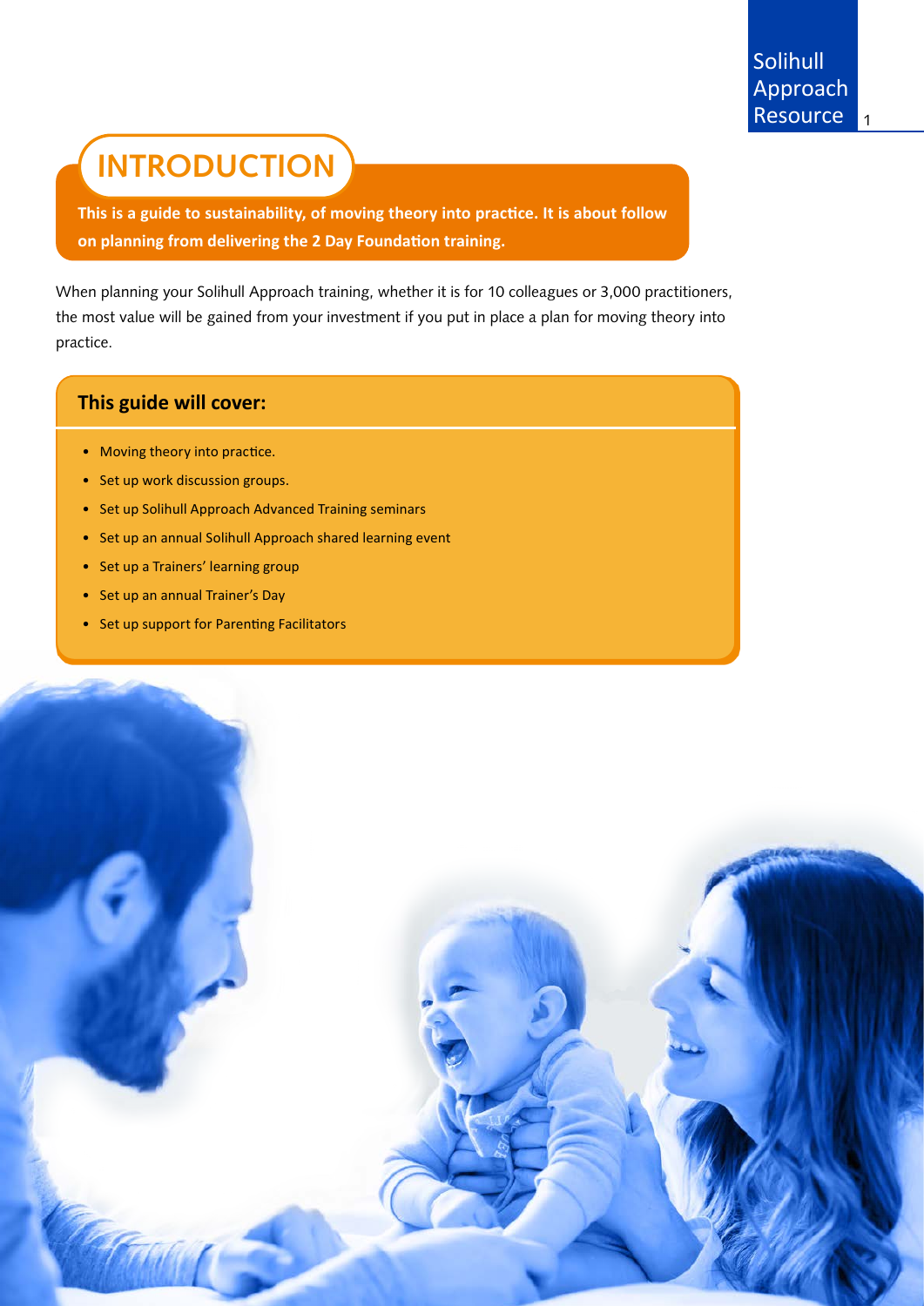# INTRODUCTION

**This is a guide to sustainability, of moving theory into practice. It is about follow on planning from delivering the 2 Day Foundation training.**

When planning your Solihull Approach training, whether it is for 10 colleagues or 3,000 practitioners, the most value will be gained from your investment if you put in place a plan for moving theory into practice.

## This guide will cover:

- Moving theory into practice.
- Set up work discussion groups.
- Set up Solihull Approach Advanced Training seminars
- Set up an annual Solihull Approach shared learning event
- Set up a Trainers' learning group
- Set up an annual Trainer's Day
- Set up support for Parenting Facilitators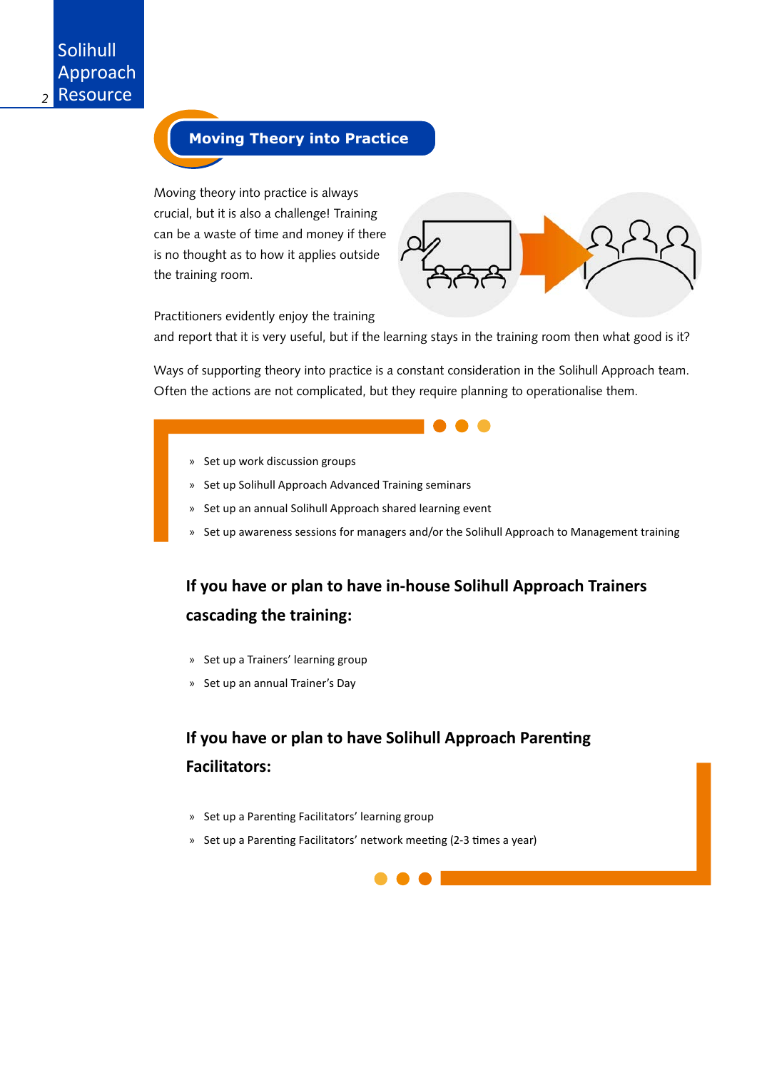## Moving Theory into Practice

Moving theory into practice is always crucial, but it is also a challenge! Training can be a waste of time and money if there is no thought as to how it applies outside the training room.

Practitioners evidently enjoy the training and report that it is very useful, but if the learning stays in the training room then what good is it?

Ways of supporting theory into practice is a constant consideration in the Solihull Approach team. Often the actions are not complicated, but they require planning to operationalise them.

- Set up work discussion groups
- Set up Solihull Approach Advanced Training seminars
- Set up an annual Solihull Approach shared learning event
- Set up awareness sessions for managers and/or the Solihull Approach to Management training

### If you have or plan to have in-house Solihull Approach Trainers cascading the training:

- Set up a Trainers' learning group
- Set up an annual Trainer's Day

### If you have or plan to have Solihull Approach Parenting Facilitators:

- Set up a Parenting Facilitators' learning group
- Set up a Parenting Facilitators' network meeting (2-3 times a year)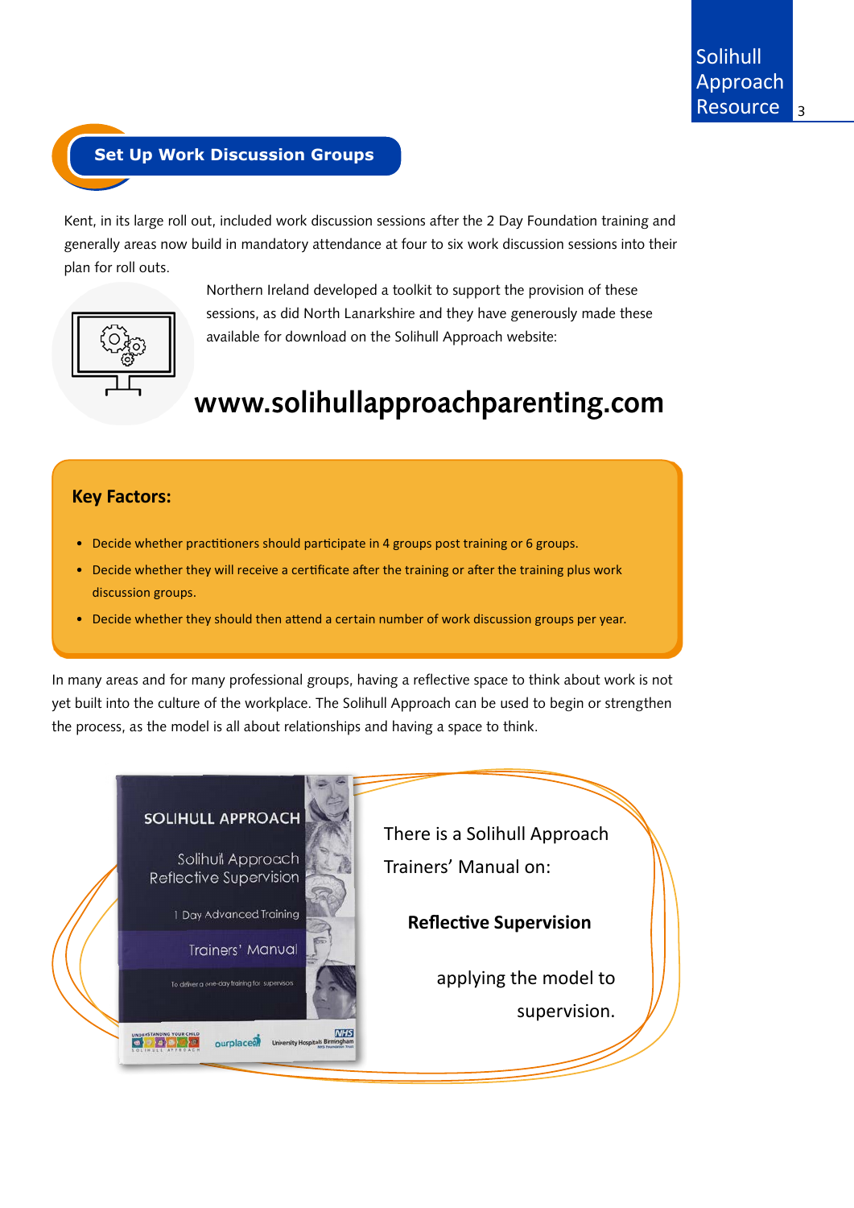## Set Up Work Discussion Groups

Kent, in its large roll out, included work discussion sessions after the 2 Day Foundation training and generally areas now build in mandatory attendance at four to six work discussion sessions into their plan for roll outs.

Northern Ireland developed a toolkit to support the provision of these sessions, as did North Lanarkshire and they have generously made these available for download on the Solihull Approach website:

**www.solihullapproachparenting.com**

### Key Factors:

- Decide whether practitioners should participate in 4 groups post training or 6 groups.
- Decide whether they will receive a certificate after the training or after the training plus work discussion groups.
- Decide whether they should then attend a certain number of work discussion groups per year.

In many areas and for many professional groups, having a reflective space to think about work is not yet built into the culture of the workplace. The Solihull Approach can be used to begin or strengthen the process, as the model is all about relationships and having a space to think.

There is a Solihull Approach Trainers' Manual on:

**Reflective Supervision**

applying the model to supervision.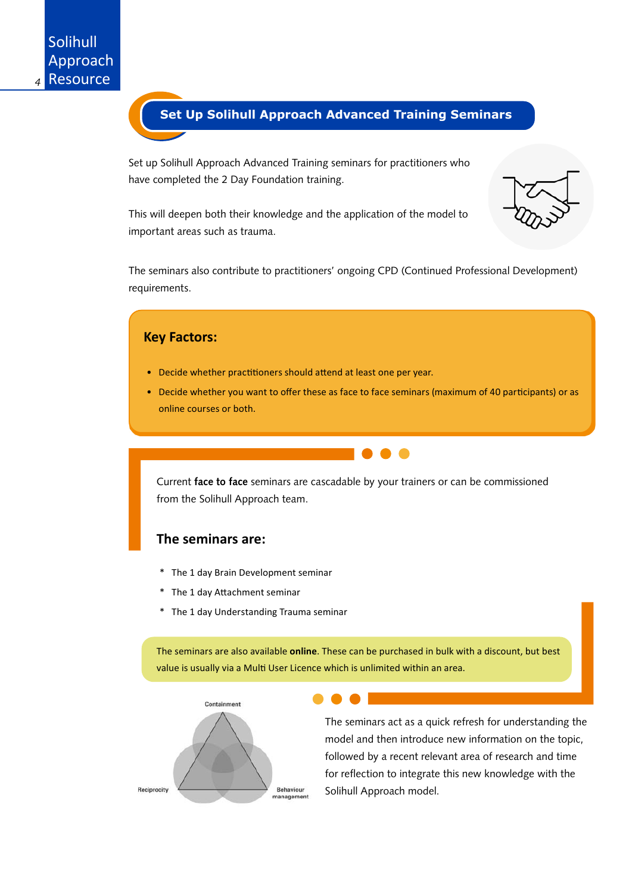## Set Up Solihull Approach Advanced Training Seminars

Set up Solihull Approach Advanced Training seminars for practitioners who have completed the 2 Day Foundation training.

This will deepen both their knowledge and the application of the model to important areas such as trauma.

The seminars also contribute to practitioners' ongoing CPD (Continued Professional Development) requirements.

### Key Factors:

- Decide whether practitioners should attend at least one per year.
- Decide whether you want to offer these as face to face seminars (maximum of 40 participants) or as online courses or both.

Current **face to face** seminars are cascadable by your trainers or can be commissioned from the Solihull Approach team.

### The seminars are:

* The 1 day Brain Development seminar
* The 1 day Attachment seminar
* The 1 day Understanding Trauma seminar

The seminars are also available **online**. These can be purchased in bulk with a discount, but best value is usually via a Multi User Licence which is unlimited within an area.

Containment

Reciprocity

Behaviour management

The seminars act as a quick refresh for understanding the model and then introduce new information on the topic, followed by a recent relevant area of research and time for reflection to integrate this new knowledge with the Solihull Approach model.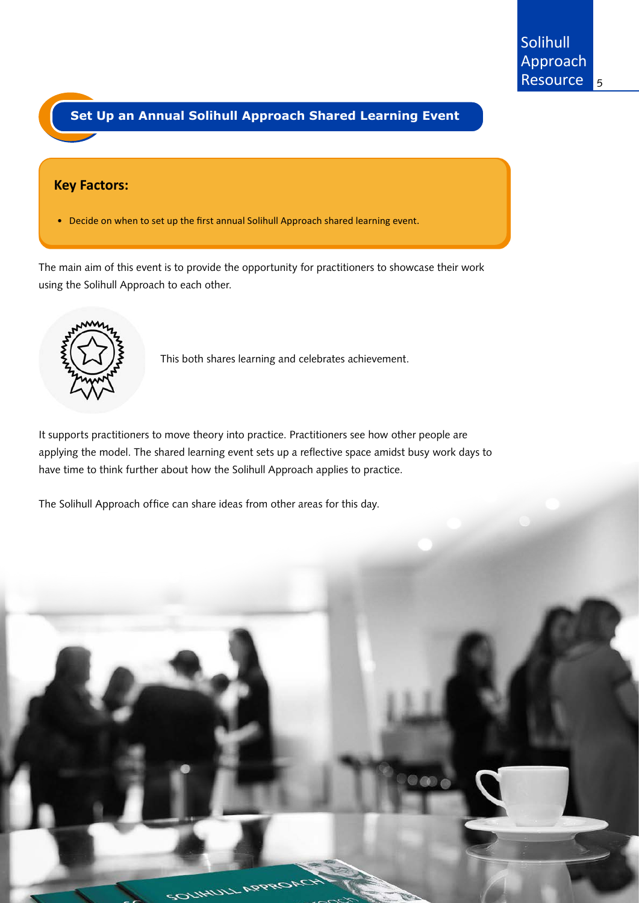## Set Up an Annual Solihull Approach Shared Learning Event

**Key Factors:**

- Decide on when to set up the first annual Solihull Approach shared learning event.

The main aim of this event is to provide the opportunity for practitioners to showcase their work using the Solihull Approach to each other.

This both shares learning and celebrates achievement.

It supports practitioners to move theory into practice. Practitioners see how other people are applying the model. The shared learning event sets up a reflective space amidst busy work days to have time to think further about how the Solihull Approach applies to practice.

The Solihull Approach office can share ideas from other areas for this day.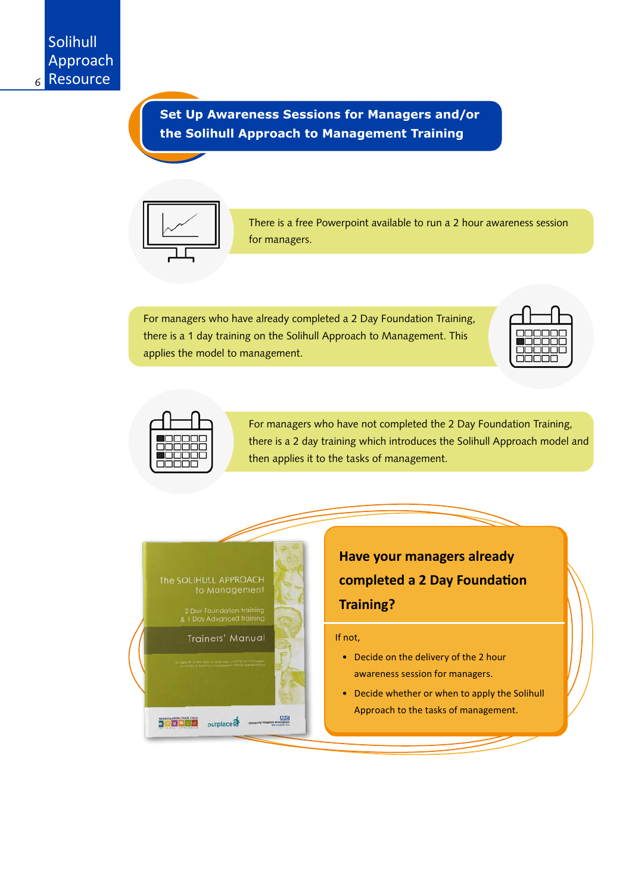## Set Up Awareness Sessions for Managers and/or the Solihull Approach to Management Training

There is a free Powerpoint available to run a 2 hour awareness session for managers.

For managers who have already completed a 2 Day Foundation Training, there is a 1 day training on the Solihull Approach to Management. This applies the model to management.

For managers who have not completed the 2 Day Foundation Training, there is a 2 day training which introduces the Solihull Approach model and then applies it to the tasks of management.

### Have your managers already completed a 2 Day Foundation Training?

If not,

- Decide on the delivery of the 2 hour awareness session for managers.
- Decide whether or when to apply the Solihull Approach to the tasks of management.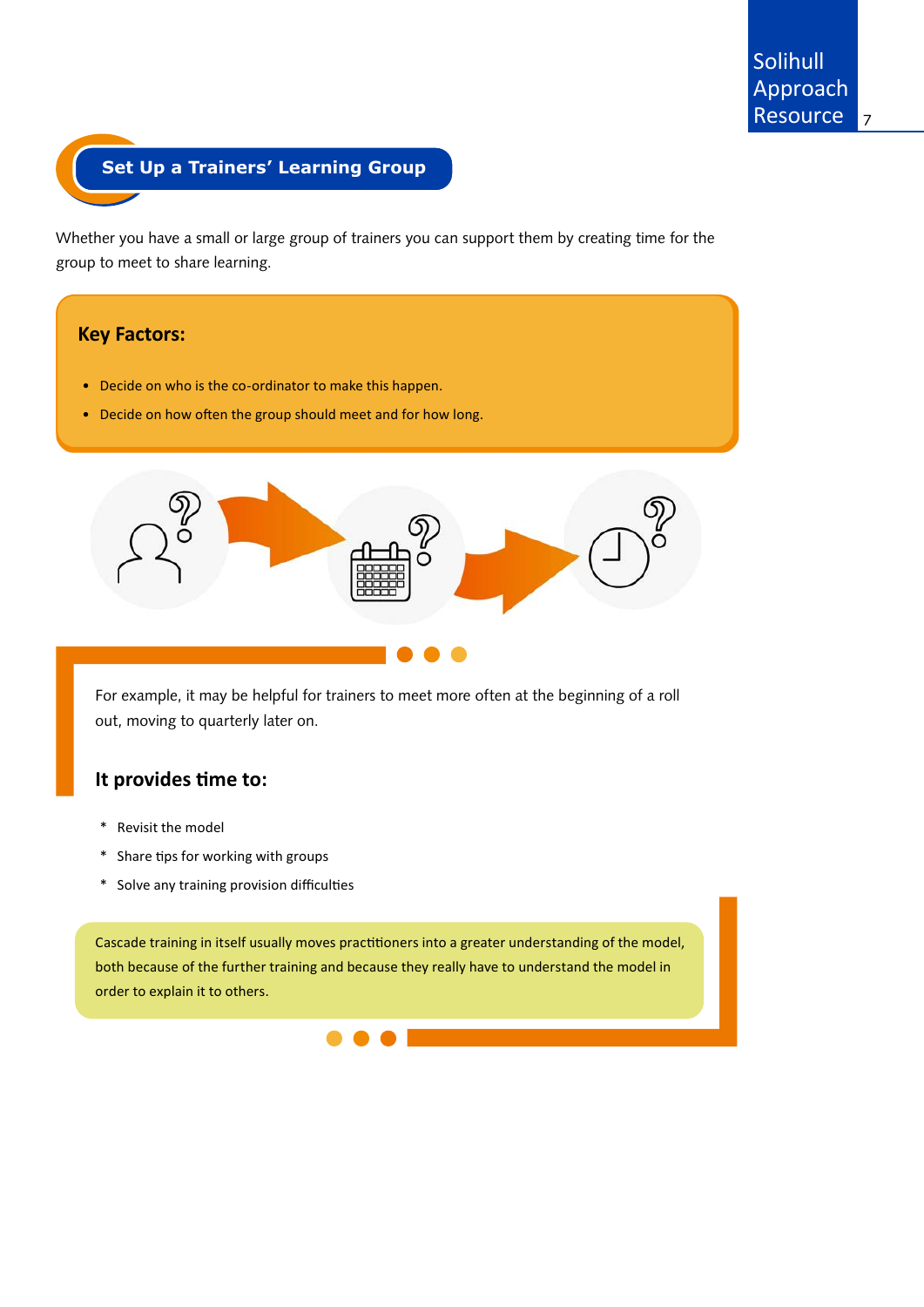## Set Up a Trainers' Learning Group

Whether you have a small or large group of trainers you can support them by creating time for the group to meet to share learning.

**Key Factors:**

- Decide on who is the co-ordinator to make this happen.
- Decide on how often the group should meet and for how long.

For example, it may be helpful for trainers to meet more often at the beginning of a roll out, moving to quarterly later on.

### It provides time to:

* Revisit the model
* Share tips for working with groups
* Solve any training provision difficulties

Cascade training in itself usually moves practitioners into a greater understanding of the model, both because of the further training and because they really have to understand the model in order to explain it to others.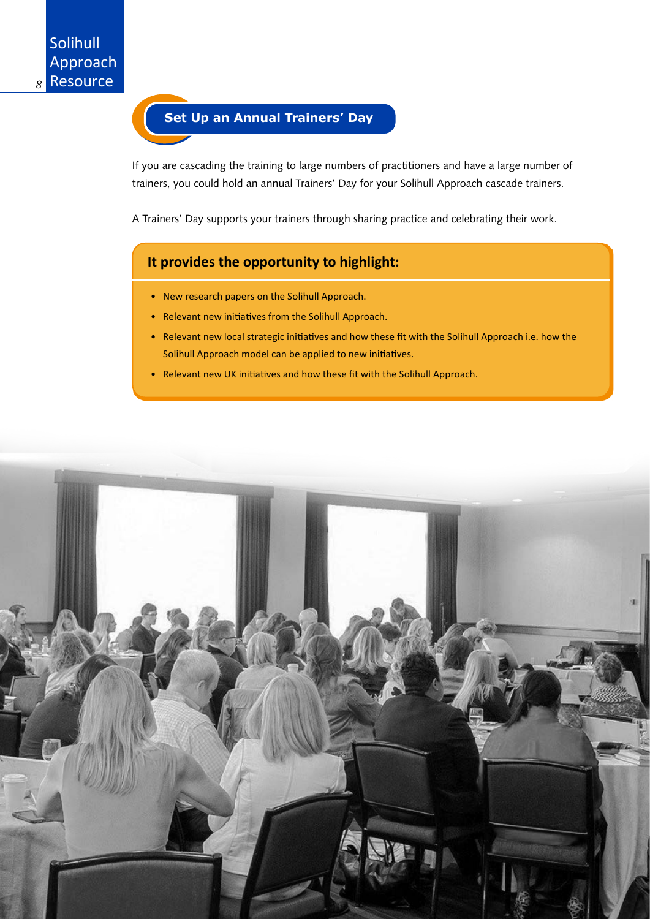## Set Up an Annual Trainers' Day

If you are cascading the training to large numbers of practitioners and have a large number of trainers, you could hold an annual Trainers' Day for your Solihull Approach cascade trainers.

A Trainers' Day supports your trainers through sharing practice and celebrating their work.

### It provides the opportunity to highlight:

- New research papers on the Solihull Approach.
- Relevant new initiatives from the Solihull Approach.
- Relevant new local strategic initiatives and how these fit with the Solihull Approach i.e. how the Solihull Approach model can be applied to new initiatives.
- Relevant new UK initiatives and how these fit with the Solihull Approach.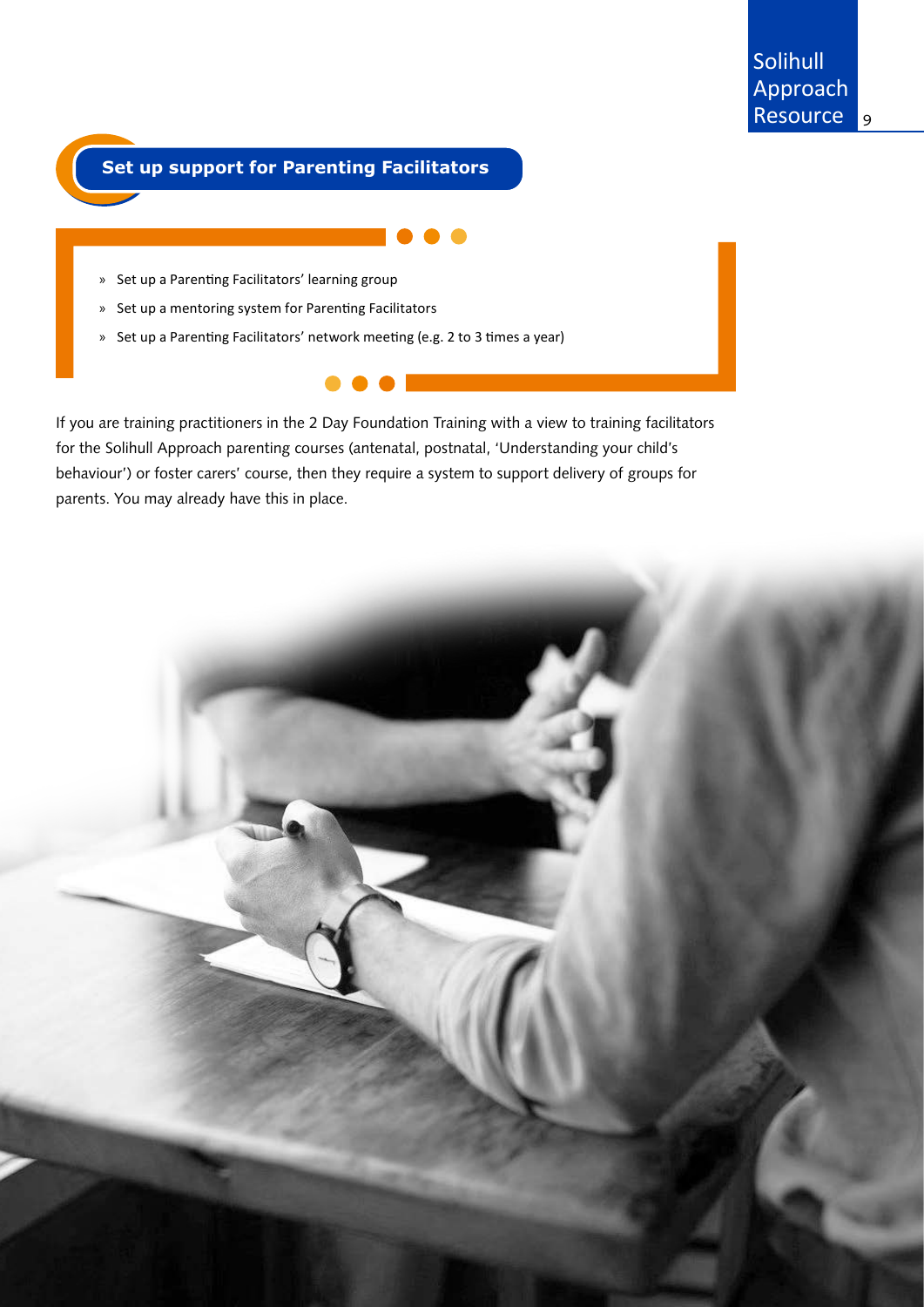## Set up support for Parenting Facilitators

- Set up a Parenting Facilitators' learning group
- Set up a mentoring system for Parenting Facilitators
- Set up a Parenting Facilitators' network meeting (e.g. 2 to 3 times a year)

If you are training practitioners in the 2 Day Foundation Training with a view to training facilitators for the Solihull Approach parenting courses (antenatal, postnatal, 'Understanding your child's behaviour') or foster carers' course, then they require a system to support delivery of groups for parents. You may already have this in place.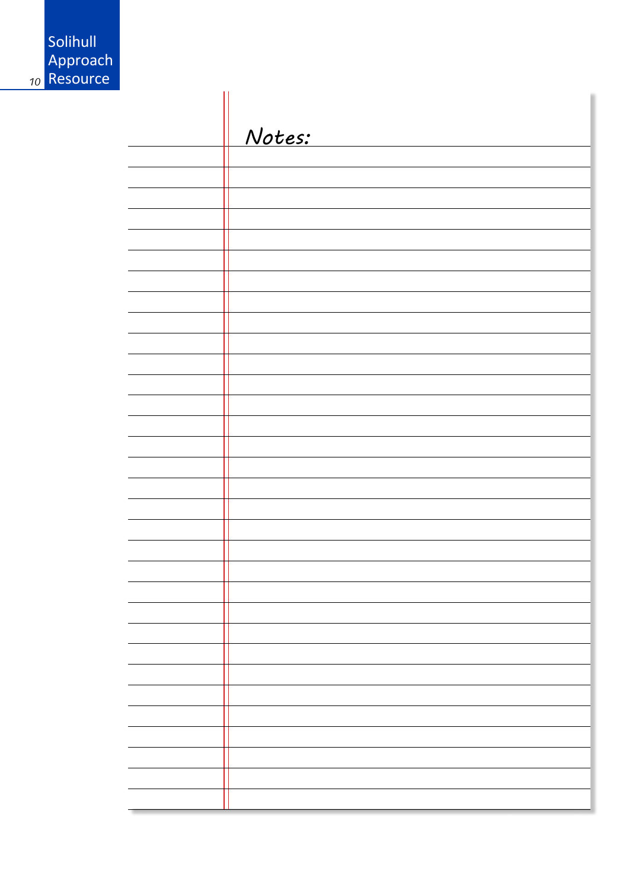Notes: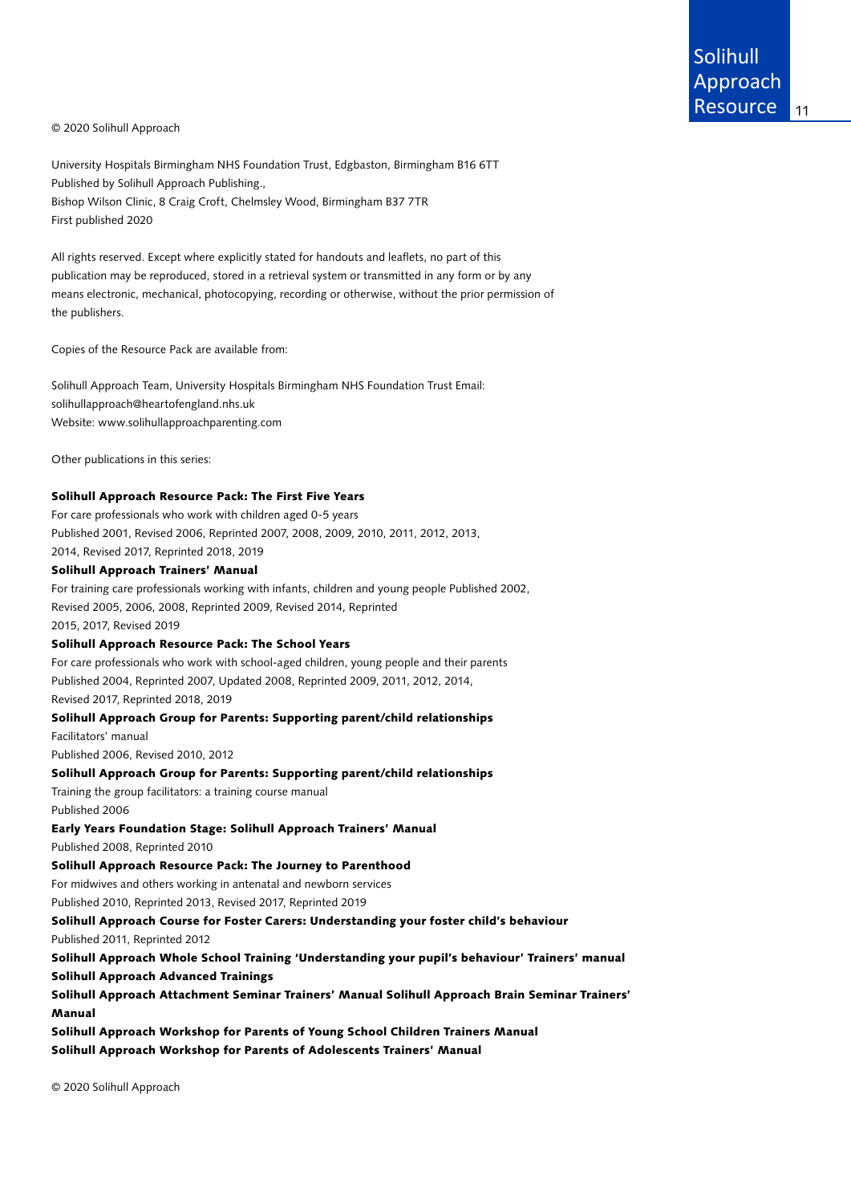© 2020 Solihull Approach

University Hospitals Birmingham NHS Foundation Trust, Edgbaston, Birmingham B16 6TT
Published by Solihull Approach Publishing.,
Bishop Wilson Clinic, 8 Craig Croft, Chelmsley Wood, Birmingham B37 7TR
First published 2020

All rights reserved. Except where explicitly stated for handouts and leaflets, no part of this publication may be reproduced, stored in a retrieval system or transmitted in any form or by any means electronic, mechanical, photocopying, recording or otherwise, without the prior permission of the publishers.

Copies of the Resource Pack are available from:

Solihull Approach Team, University Hospitals Birmingham NHS Foundation Trust Email: solihullapproach@heartofengland.nhs.uk
Website: www.solihullapproachparenting.com

Other publications in this series:

**Solihull Approach Resource Pack: The First Five Years**
For care professionals who work with children aged 0-5 years
Published 2001, Revised 2006, Reprinted 2007, 2008, 2009, 2010, 2011, 2012, 2013, 2014, Revised 2017, Reprinted 2018, 2019

**Solihull Approach Trainers' Manual**
For training care professionals working with infants, children and young people Published 2002, Revised 2005, 2006, 2008, Reprinted 2009, Revised 2014, Reprinted 2015, 2017, Revised 2019

**Solihull Approach Resource Pack: The School Years**
For care professionals who work with school-aged children, young people and their parents
Published 2004, Reprinted 2007, Updated 2008, Reprinted 2009, 2011, 2012, 2014, Revised 2017, Reprinted 2018, 2019

**Solihull Approach Group for Parents: Supporting parent/child relationships**
Facilitators' manual
Published 2006, Revised 2010, 2012

**Solihull Approach Group for Parents: Supporting parent/child relationships**
Training the group facilitators: a training course manual
Published 2006

**Early Years Foundation Stage: Solihull Approach Trainers' Manual**
Published 2008, Reprinted 2010

**Solihull Approach Resource Pack: The Journey to Parenthood**
For midwives and others working in antenatal and newborn services
Published 2010, Reprinted 2013, Revised 2017, Reprinted 2019

**Solihull Approach Course for Foster Carers: Understanding your foster child's behaviour**
Published 2011, Reprinted 2012

**Solihull Approach Whole School Training 'Understanding your pupil's behaviour' Trainers' manual**
**Solihull Approach Advanced Trainings**
**Solihull Approach Attachment Seminar Trainers' Manual Solihull Approach Brain Seminar Trainers' Manual**
**Solihull Approach Workshop for Parents of Young School Children Trainers Manual**
**Solihull Approach Workshop for Parents of Adolescents Trainers' Manual**

© 2020 Solihull Approach